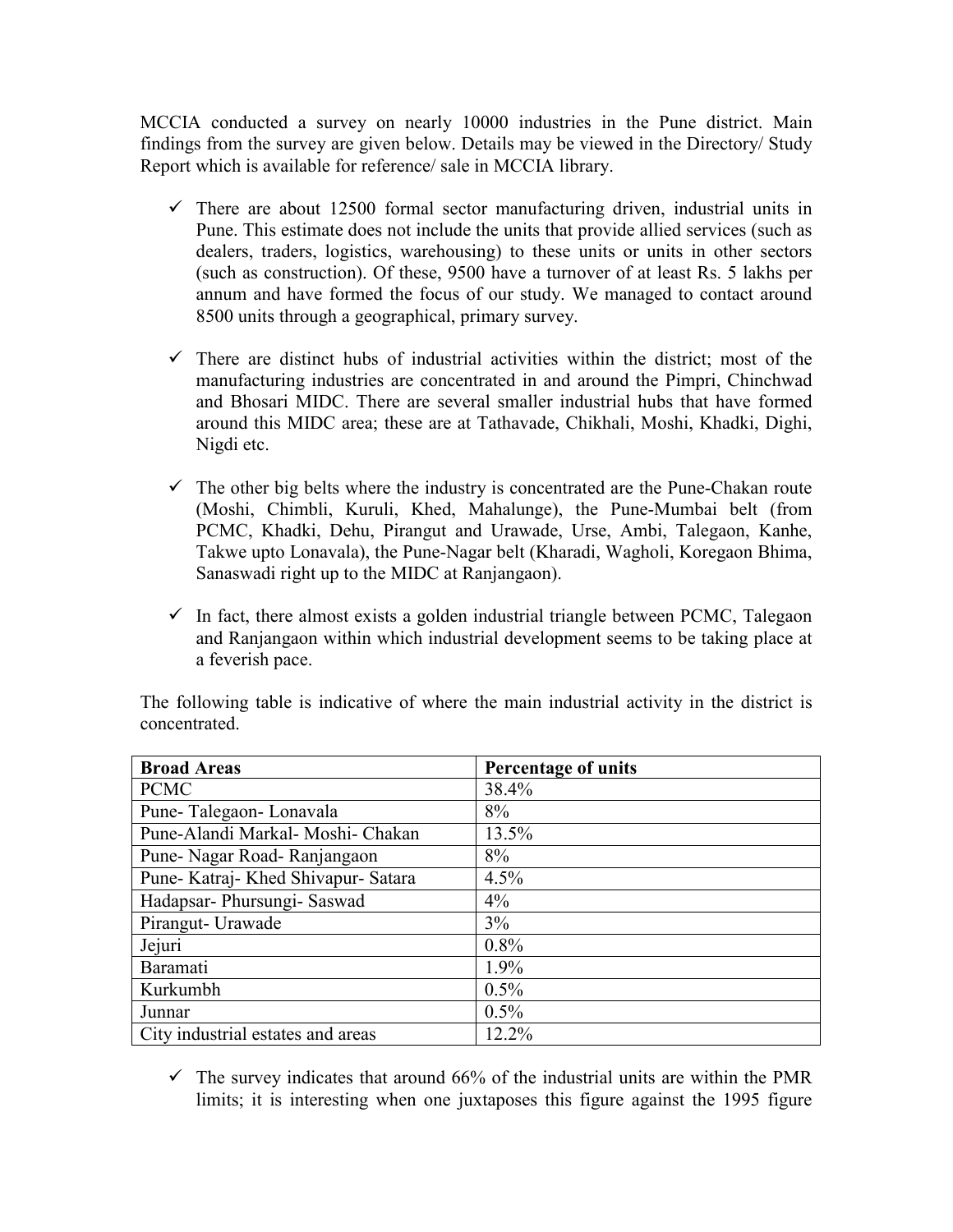MCCIA conducted a survey on nearly 10000 industries in the Pune district. Main findings from the survey are given below. Details may be viewed in the Directory/ Study Report which is available for reference/ sale in MCCIA library.

- ✓ There are about 12500 formal sector manufacturing driven, industrial units in Pune. This estimate does not include the units that provide allied services (such as dealers, traders, logistics, warehousing) to these units or units in other sectors (such as construction). Of these, 9500 have a turnover of at least Rs. 5 lakhs per annum and have formed the focus of our study. We managed to contact around 8500 units through a geographical, primary survey.

- ✓ There are distinct hubs of industrial activities within the district; most of the manufacturing industries are concentrated in and around the Pimpri, Chinchwad and Bhosari MIDC. There are several smaller industrial hubs that have formed around this MIDC area; these are at Tathavade, Chikhali, Moshi, Khadki, Dighi, Nigdi etc.

- ✓ The other big belts where the industry is concentrated are the Pune-Chakan route (Moshi, Chimbli, Kuruli, Khed, Mahalunge), the Pune-Mumbai belt (from PCMC, Khadki, Dehu, Pirangut and Urawade, Urse, Ambi, Talegaon, Kanhe, Takwe upto Lonavala), the Pune-Nagar belt (Kharadi, Wagholi, Koregaon Bhima, Sanaswadi right up to the MIDC at Ranjangaon).

- ✓ In fact, there almost exists a golden industrial triangle between PCMC, Talegaon and Ranjangaon within which industrial development seems to be taking place at a feverish pace.

The following table is indicative of where the main industrial activity in the district is concentrated.

| **Broad Areas** | **Percentage of units** |
|---|---|
| PCMC | 38.4% |
| Pune- Talegaon- Lonavala | 8% |
| Pune-Alandi Markal- Moshi- Chakan | 13.5% |
| Pune- Nagar Road- Ranjangaon | 8% |
| Pune- Katraj- Khed Shivapur- Satara | 4.5% |
| Hadapsar- Phursungi- Saswad | 4% |
| Pirangut- Urawade | 3% |
| Jejuri | 0.8% |
| Baramati | 1.9% |
| Kurkumbh | 0.5% |
| Junnar | 0.5% |
| City industrial estates and areas | 12.2% |

- ✓ The survey indicates that around 66% of the industrial units are within the PMR limits; it is interesting when one juxtaposes this figure against the 1995 figure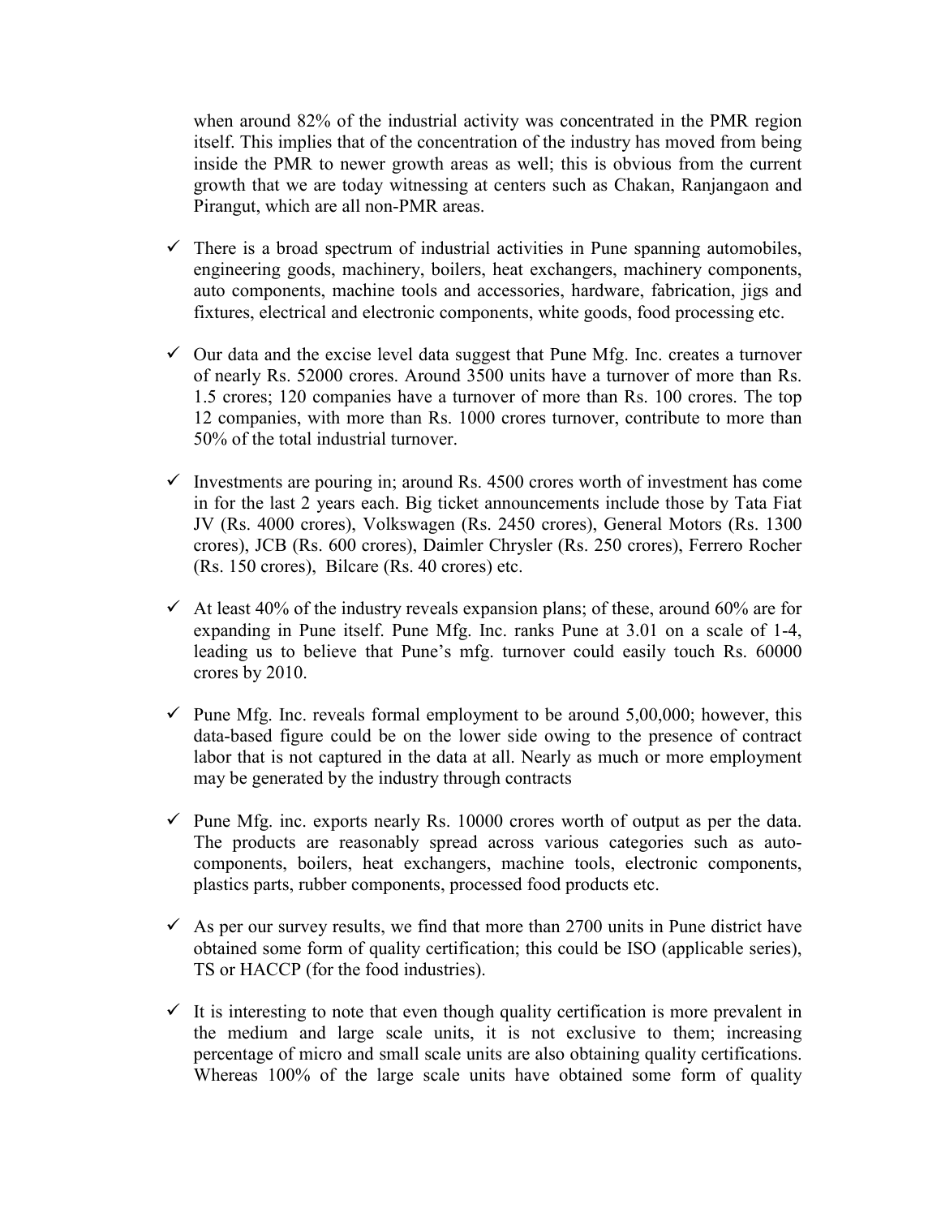when around 82% of the industrial activity was concentrated in the PMR region itself. This implies that of the concentration of the industry has moved from being inside the PMR to newer growth areas as well; this is obvious from the current growth that we are today witnessing at centers such as Chakan, Ranjangaon and Pirangut, which are all non-PMR areas.

- ✓ There is a broad spectrum of industrial activities in Pune spanning automobiles, engineering goods, machinery, boilers, heat exchangers, machinery components, auto components, machine tools and accessories, hardware, fabrication, jigs and fixtures, electrical and electronic components, white goods, food processing etc.

- ✓ Our data and the excise level data suggest that Pune Mfg. Inc. creates a turnover of nearly Rs. 52000 crores. Around 3500 units have a turnover of more than Rs. 1.5 crores; 120 companies have a turnover of more than Rs. 100 crores. The top 12 companies, with more than Rs. 1000 crores turnover, contribute to more than 50% of the total industrial turnover.

- ✓ Investments are pouring in; around Rs. 4500 crores worth of investment has come in for the last 2 years each. Big ticket announcements include those by Tata Fiat JV (Rs. 4000 crores), Volkswagen (Rs. 2450 crores), General Motors (Rs. 1300 crores), JCB (Rs. 600 crores), Daimler Chrysler (Rs. 250 crores), Ferrero Rocher (Rs. 150 crores), Bilcare (Rs. 40 crores) etc.

- ✓ At least 40% of the industry reveals expansion plans; of these, around 60% are for expanding in Pune itself. Pune Mfg. Inc. ranks Pune at 3.01 on a scale of 1-4, leading us to believe that Pune's mfg. turnover could easily touch Rs. 60000 crores by 2010.

- ✓ Pune Mfg. Inc. reveals formal employment to be around 5,00,000; however, this data-based figure could be on the lower side owing to the presence of contract labor that is not captured in the data at all. Nearly as much or more employment may be generated by the industry through contracts

- ✓ Pune Mfg. inc. exports nearly Rs. 10000 crores worth of output as per the data. The products are reasonably spread across various categories such as auto-components, boilers, heat exchangers, machine tools, electronic components, plastics parts, rubber components, processed food products etc.

- ✓ As per our survey results, we find that more than 2700 units in Pune district have obtained some form of quality certification; this could be ISO (applicable series), TS or HACCP (for the food industries).

- ✓ It is interesting to note that even though quality certification is more prevalent in the medium and large scale units, it is not exclusive to them; increasing percentage of micro and small scale units are also obtaining quality certifications. Whereas 100% of the large scale units have obtained some form of quality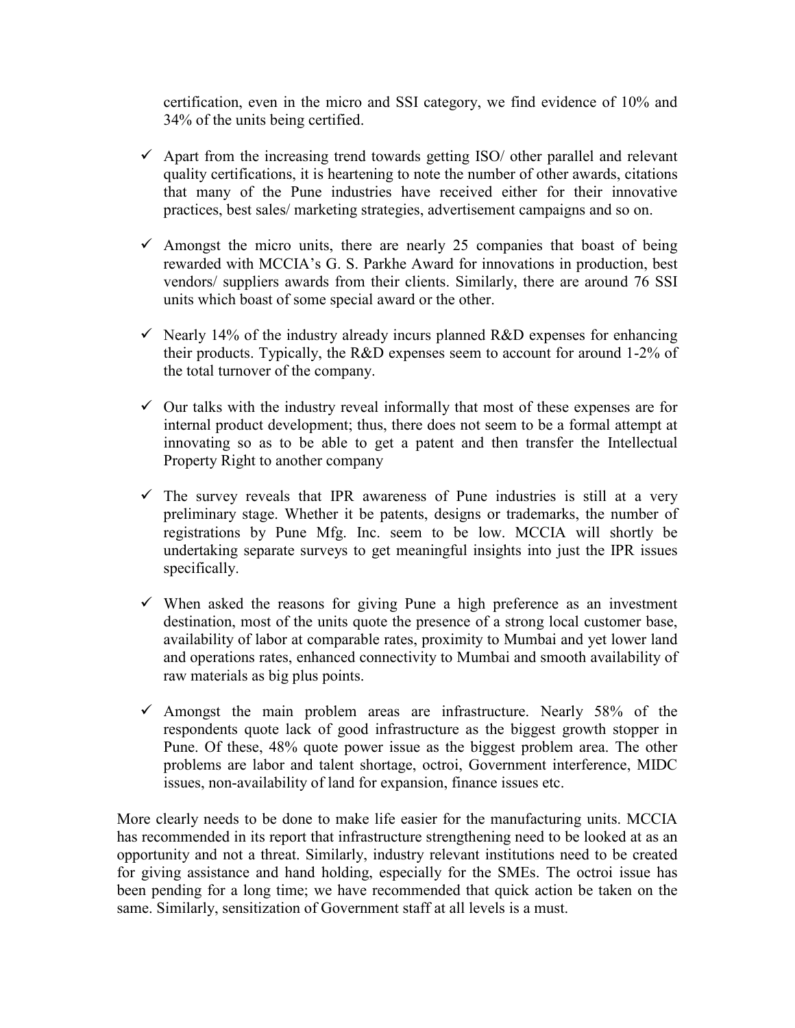certification, even in the micro and SSI category, we find evidence of 10% and 34% of the units being certified.

- ✓ Apart from the increasing trend towards getting ISO/ other parallel and relevant quality certifications, it is heartening to note the number of other awards, citations that many of the Pune industries have received either for their innovative practices, best sales/ marketing strategies, advertisement campaigns and so on.

- ✓ Amongst the micro units, there are nearly 25 companies that boast of being rewarded with MCCIA's G. S. Parkhe Award for innovations in production, best vendors/ suppliers awards from their clients. Similarly, there are around 76 SSI units which boast of some special award or the other.

- ✓ Nearly 14% of the industry already incurs planned R&D expenses for enhancing their products. Typically, the R&D expenses seem to account for around 1-2% of the total turnover of the company.

- ✓ Our talks with the industry reveal informally that most of these expenses are for internal product development; thus, there does not seem to be a formal attempt at innovating so as to be able to get a patent and then transfer the Intellectual Property Right to another company

- ✓ The survey reveals that IPR awareness of Pune industries is still at a very preliminary stage. Whether it be patents, designs or trademarks, the number of registrations by Pune Mfg. Inc. seem to be low. MCCIA will shortly be undertaking separate surveys to get meaningful insights into just the IPR issues specifically.

- ✓ When asked the reasons for giving Pune a high preference as an investment destination, most of the units quote the presence of a strong local customer base, availability of labor at comparable rates, proximity to Mumbai and yet lower land and operations rates, enhanced connectivity to Mumbai and smooth availability of raw materials as big plus points.

- ✓ Amongst the main problem areas are infrastructure. Nearly 58% of the respondents quote lack of good infrastructure as the biggest growth stopper in Pune. Of these, 48% quote power issue as the biggest problem area. The other problems are labor and talent shortage, octroi, Government interference, MIDC issues, non-availability of land for expansion, finance issues etc.

More clearly needs to be done to make life easier for the manufacturing units. MCCIA has recommended in its report that infrastructure strengthening need to be looked at as an opportunity and not a threat. Similarly, industry relevant institutions need to be created for giving assistance and hand holding, especially for the SMEs. The octroi issue has been pending for a long time; we have recommended that quick action be taken on the same. Similarly, sensitization of Government staff at all levels is a must.